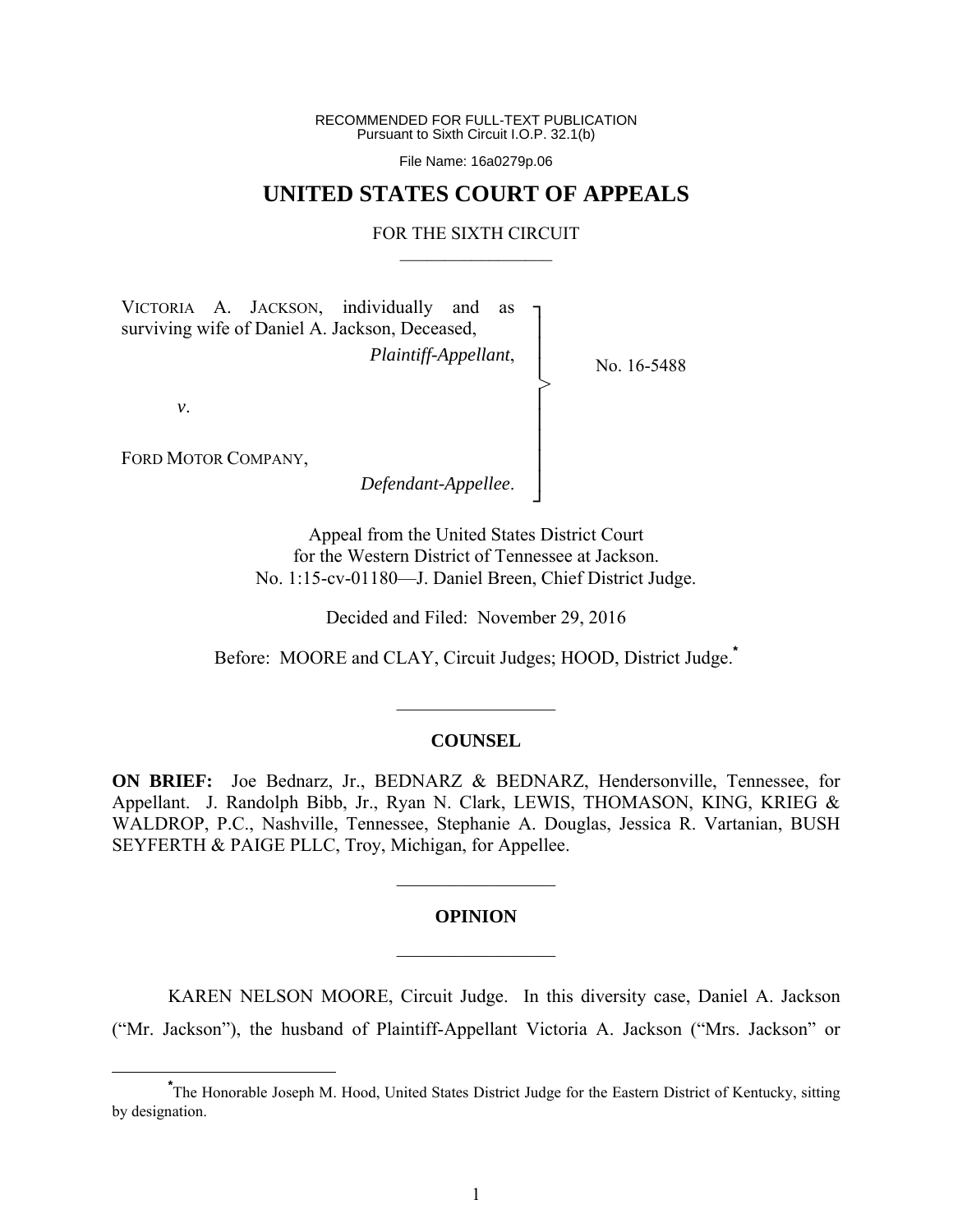RECOMMENDED FOR FULL-TEXT PUBLICATION
Pursuant to Sixth Circuit I.O.P. 32.1(b)

File Name: 16a0279p.06

# UNITED STATES COURT OF APPEALS

FOR THE SIXTH CIRCUIT

VICTORIA A. JACKSON, individually and as surviving wife of Daniel A. Jackson, Deceased,
*Plaintiff-Appellant*,

*v*.

FORD MOTOR COMPANY,
*Defendant-Appellee*.

No. 16-5488

Appeal from the United States District Court
for the Western District of Tennessee at Jackson.
No. 1:15-cv-01180—J. Daniel Breen, Chief District Judge.

Decided and Filed: November 29, 2016

Before: MOORE and CLAY, Circuit Judges; HOOD, District Judge.*

## COUNSEL

**ON BRIEF:** Joe Bednarz, Jr., BEDNARZ & BEDNARZ, Hendersonville, Tennessee, for Appellant. J. Randolph Bibb, Jr., Ryan N. Clark, LEWIS, THOMASON, KING, KRIEG & WALDROP, P.C., Nashville, Tennessee, Stephanie A. Douglas, Jessica R. Vartanian, BUSH SEYFERTH & PAIGE PLLC, Troy, Michigan, for Appellee.

## OPINION

KAREN NELSON MOORE, Circuit Judge. In this diversity case, Daniel A. Jackson ("Mr. Jackson"), the husband of Plaintiff-Appellant Victoria A. Jackson ("Mrs. Jackson" or

*The Honorable Joseph M. Hood, United States District Judge for the Eastern District of Kentucky, sitting by designation.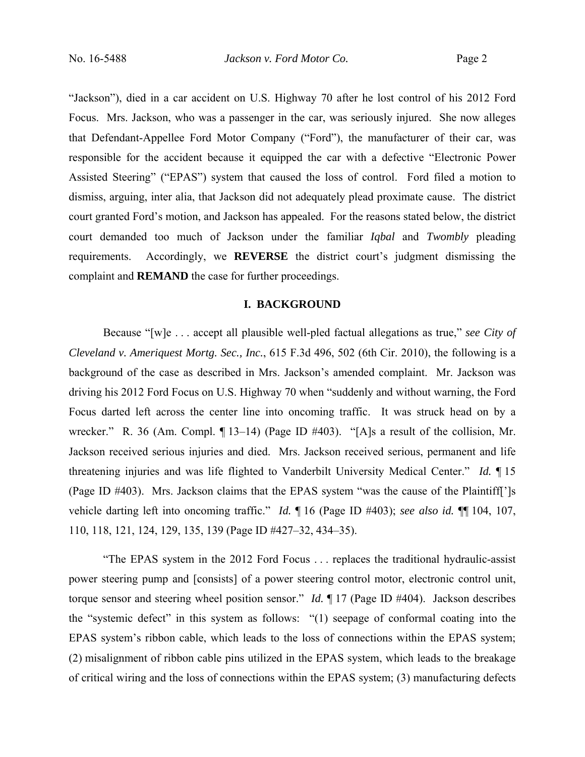"Jackson"), died in a car accident on U.S. Highway 70 after he lost control of his 2012 Ford Focus. Mrs. Jackson, who was a passenger in the car, was seriously injured. She now alleges that Defendant-Appellee Ford Motor Company ("Ford"), the manufacturer of their car, was responsible for the accident because it equipped the car with a defective "Electronic Power Assisted Steering" ("EPAS") system that caused the loss of control. Ford filed a motion to dismiss, arguing, inter alia, that Jackson did not adequately plead proximate cause. The district court granted Ford's motion, and Jackson has appealed. For the reasons stated below, the district court demanded too much of Jackson under the familiar *Iqbal* and *Twombly* pleading requirements. Accordingly, we **REVERSE** the district court's judgment dismissing the complaint and **REMAND** the case for further proceedings.

## I. BACKGROUND

Because "[w]e . . . accept all plausible well-pled factual allegations as true," *see City of Cleveland v. Ameriquest Mortg. Sec., Inc.*, 615 F.3d 496, 502 (6th Cir. 2010), the following is a background of the case as described in Mrs. Jackson's amended complaint. Mr. Jackson was driving his 2012 Ford Focus on U.S. Highway 70 when "suddenly and without warning, the Ford Focus darted left across the center line into oncoming traffic. It was struck head on by a wrecker." R. 36 (Am. Compl. ¶ 13–14) (Page ID #403). "[A]s a result of the collision, Mr. Jackson received serious injuries and died. Mrs. Jackson received serious, permanent and life threatening injuries and was life flighted to Vanderbilt University Medical Center." *Id.* ¶ 15 (Page ID #403). Mrs. Jackson claims that the EPAS system "was the cause of the Plaintiff[']s vehicle darting left into oncoming traffic." *Id.* ¶ 16 (Page ID #403); *see also id.* ¶¶ 104, 107, 110, 118, 121, 124, 129, 135, 139 (Page ID #427–32, 434–35).

"The EPAS system in the 2012 Ford Focus . . . replaces the traditional hydraulic-assist power steering pump and [consists] of a power steering control motor, electronic control unit, torque sensor and steering wheel position sensor." *Id.* ¶ 17 (Page ID #404). Jackson describes the "systemic defect" in this system as follows: "(1) seepage of conformal coating into the EPAS system's ribbon cable, which leads to the loss of connections within the EPAS system; (2) misalignment of ribbon cable pins utilized in the EPAS system, which leads to the breakage of critical wiring and the loss of connections within the EPAS system; (3) manufacturing defects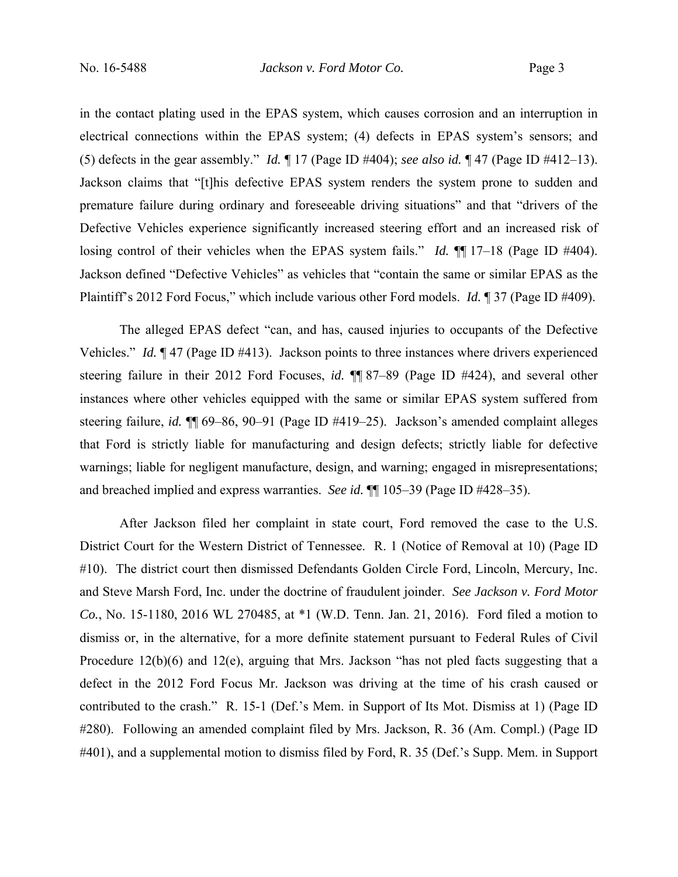in the contact plating used in the EPAS system, which causes corrosion and an interruption in electrical connections within the EPAS system; (4) defects in EPAS system's sensors; and (5) defects in the gear assembly." *Id.* ¶ 17 (Page ID #404); *see also id.* ¶ 47 (Page ID #412–13). Jackson claims that "[t]his defective EPAS system renders the system prone to sudden and premature failure during ordinary and foreseeable driving situations" and that "drivers of the Defective Vehicles experience significantly increased steering effort and an increased risk of losing control of their vehicles when the EPAS system fails." *Id.* ¶¶ 17–18 (Page ID #404). Jackson defined "Defective Vehicles" as vehicles that "contain the same or similar EPAS as the Plaintiff's 2012 Ford Focus," which include various other Ford models. *Id.* ¶ 37 (Page ID #409).

The alleged EPAS defect "can, and has, caused injuries to occupants of the Defective Vehicles." *Id.* ¶ 47 (Page ID #413). Jackson points to three instances where drivers experienced steering failure in their 2012 Ford Focuses, *id.* ¶¶ 87–89 (Page ID #424), and several other instances where other vehicles equipped with the same or similar EPAS system suffered from steering failure, *id.* ¶¶ 69–86, 90–91 (Page ID #419–25). Jackson's amended complaint alleges that Ford is strictly liable for manufacturing and design defects; strictly liable for defective warnings; liable for negligent manufacture, design, and warning; engaged in misrepresentations; and breached implied and express warranties. *See id.* ¶¶ 105–39 (Page ID #428–35).

After Jackson filed her complaint in state court, Ford removed the case to the U.S. District Court for the Western District of Tennessee. R. 1 (Notice of Removal at 10) (Page ID #10). The district court then dismissed Defendants Golden Circle Ford, Lincoln, Mercury, Inc. and Steve Marsh Ford, Inc. under the doctrine of fraudulent joinder. *See Jackson v. Ford Motor Co.*, No. 15-1180, 2016 WL 270485, at *1 (W.D. Tenn. Jan. 21, 2016). Ford filed a motion to dismiss or, in the alternative, for a more definite statement pursuant to Federal Rules of Civil Procedure 12(b)(6) and 12(e), arguing that Mrs. Jackson "has not pled facts suggesting that a defect in the 2012 Ford Focus Mr. Jackson was driving at the time of his crash caused or contributed to the crash." R. 15-1 (Def.'s Mem. in Support of Its Mot. Dismiss at 1) (Page ID #280). Following an amended complaint filed by Mrs. Jackson, R. 36 (Am. Compl.) (Page ID #401), and a supplemental motion to dismiss filed by Ford, R. 35 (Def.'s Supp. Mem. in Support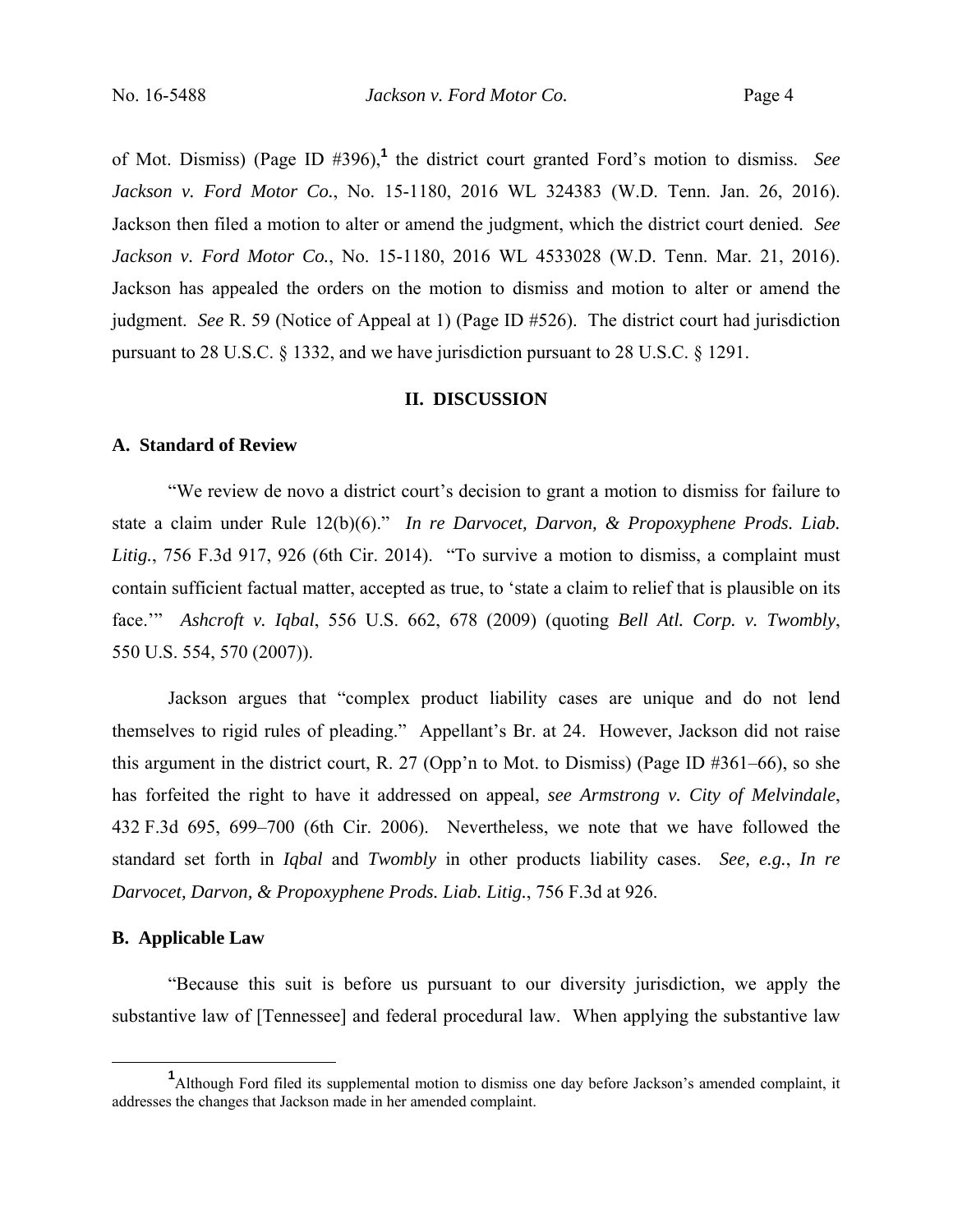of Mot. Dismiss) (Page ID #396),[1] the district court granted Ford's motion to dismiss. *See Jackson v. Ford Motor Co.*, No. 15-1180, 2016 WL 324383 (W.D. Tenn. Jan. 26, 2016). Jackson then filed a motion to alter or amend the judgment, which the district court denied. *See Jackson v. Ford Motor Co.*, No. 15-1180, 2016 WL 4533028 (W.D. Tenn. Mar. 21, 2016). Jackson has appealed the orders on the motion to dismiss and motion to alter or amend the judgment. *See* R. 59 (Notice of Appeal at 1) (Page ID #526). The district court had jurisdiction pursuant to 28 U.S.C. § 1332, and we have jurisdiction pursuant to 28 U.S.C. § 1291.

## II. DISCUSSION

### A. Standard of Review

"We review de novo a district court's decision to grant a motion to dismiss for failure to state a claim under Rule 12(b)(6)." *In re Darvocet, Darvon, & Propoxyphene Prods. Liab. Litig.*, 756 F.3d 917, 926 (6th Cir. 2014). "To survive a motion to dismiss, a complaint must contain sufficient factual matter, accepted as true, to 'state a claim to relief that is plausible on its face.'" *Ashcroft v. Iqbal*, 556 U.S. 662, 678 (2009) (quoting *Bell Atl. Corp. v. Twombly*, 550 U.S. 554, 570 (2007)).

Jackson argues that "complex product liability cases are unique and do not lend themselves to rigid rules of pleading." Appellant's Br. at 24. However, Jackson did not raise this argument in the district court, R. 27 (Opp'n to Mot. to Dismiss) (Page ID #361–66), so she has forfeited the right to have it addressed on appeal, *see Armstrong v. City of Melvindale*, 432 F.3d 695, 699–700 (6th Cir. 2006). Nevertheless, we note that we have followed the standard set forth in *Iqbal* and *Twombly* in other products liability cases. *See, e.g.*, *In re Darvocet, Darvon, & Propoxyphene Prods. Liab. Litig.*, 756 F.3d at 926.

### B. Applicable Law

"Because this suit is before us pursuant to our diversity jurisdiction, we apply the substantive law of [Tennessee] and federal procedural law. When applying the substantive law

---

[1] Although Ford filed its supplemental motion to dismiss one day before Jackson's amended complaint, it addresses the changes that Jackson made in her amended complaint.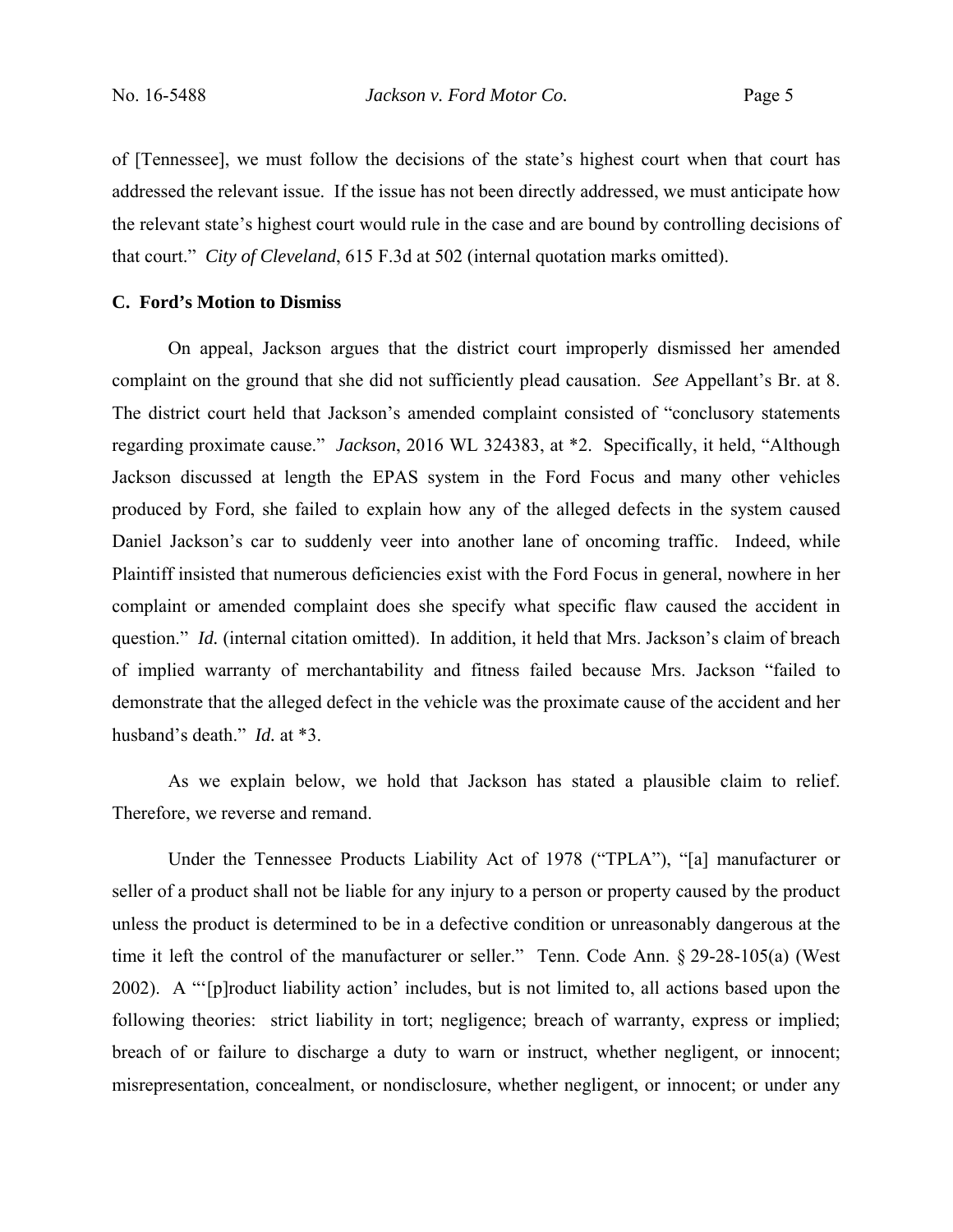of [Tennessee], we must follow the decisions of the state's highest court when that court has addressed the relevant issue. If the issue has not been directly addressed, we must anticipate how the relevant state's highest court would rule in the case and are bound by controlling decisions of that court." *City of Cleveland*, 615 F.3d at 502 (internal quotation marks omitted).

### C. Ford's Motion to Dismiss

On appeal, Jackson argues that the district court improperly dismissed her amended complaint on the ground that she did not sufficiently plead causation. *See* Appellant's Br. at 8. The district court held that Jackson's amended complaint consisted of "conclusory statements regarding proximate cause." *Jackson*, 2016 WL 324383, at \*2. Specifically, it held, "Although Jackson discussed at length the EPAS system in the Ford Focus and many other vehicles produced by Ford, she failed to explain how any of the alleged defects in the system caused Daniel Jackson's car to suddenly veer into another lane of oncoming traffic. Indeed, while Plaintiff insisted that numerous deficiencies exist with the Ford Focus in general, nowhere in her complaint or amended complaint does she specify what specific flaw caused the accident in question." *Id.* (internal citation omitted). In addition, it held that Mrs. Jackson's claim of breach of implied warranty of merchantability and fitness failed because Mrs. Jackson "failed to demonstrate that the alleged defect in the vehicle was the proximate cause of the accident and her husband's death." *Id.* at \*3.

As we explain below, we hold that Jackson has stated a plausible claim to relief. Therefore, we reverse and remand.

Under the Tennessee Products Liability Act of 1978 ("TPLA"), "[a] manufacturer or seller of a product shall not be liable for any injury to a person or property caused by the product unless the product is determined to be in a defective condition or unreasonably dangerous at the time it left the control of the manufacturer or seller." Tenn. Code Ann. § 29-28-105(a) (West 2002). A "'[p]roduct liability action' includes, but is not limited to, all actions based upon the following theories: strict liability in tort; negligence; breach of warranty, express or implied; breach of or failure to discharge a duty to warn or instruct, whether negligent, or innocent; misrepresentation, concealment, or nondisclosure, whether negligent, or innocent; or under any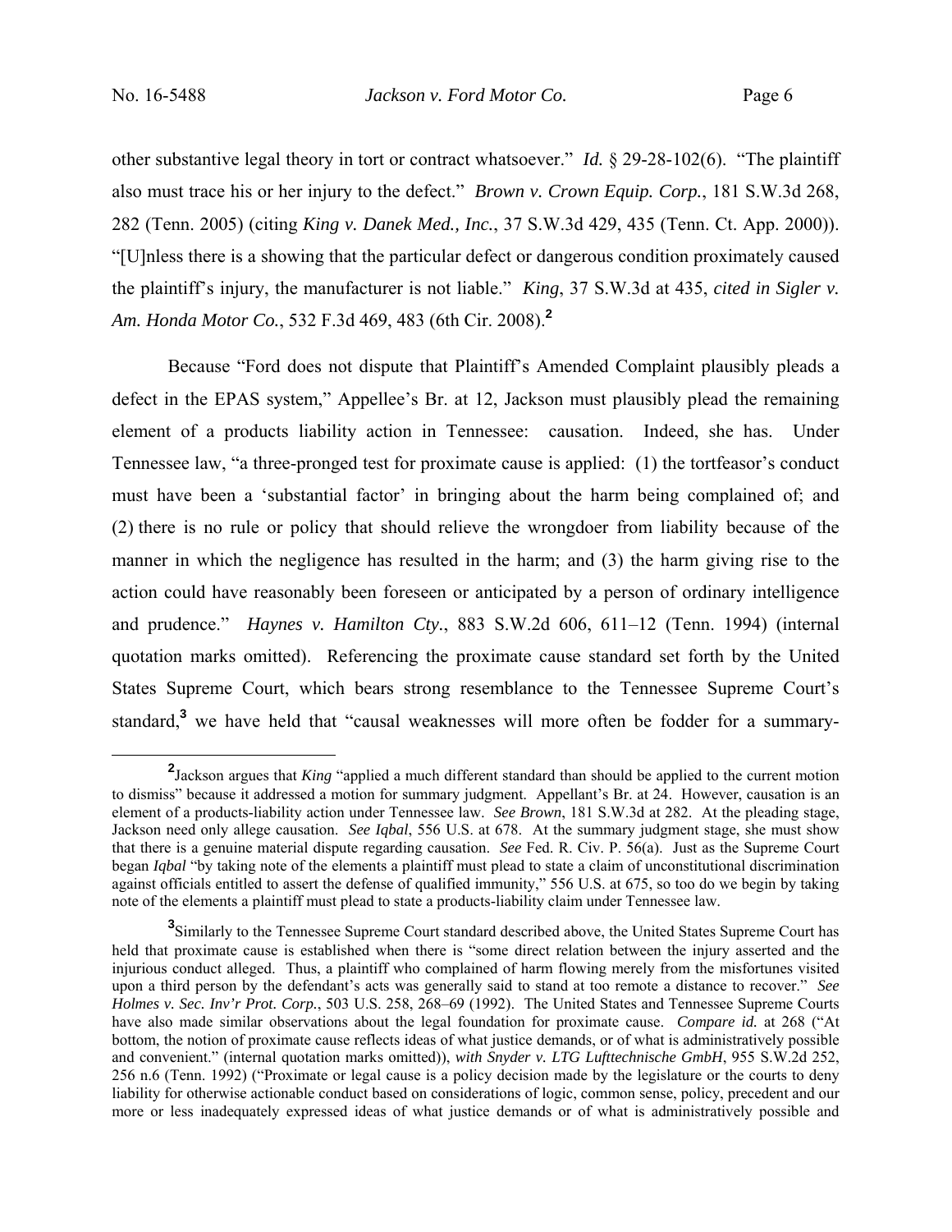other substantive legal theory in tort or contract whatsoever." *Id.* § 29-28-102(6). "The plaintiff also must trace his or her injury to the defect." *Brown v. Crown Equip. Corp.*, 181 S.W.3d 268, 282 (Tenn. 2005) (citing *King v. Danek Med., Inc.*, 37 S.W.3d 429, 435 (Tenn. Ct. App. 2000)). "[U]nless there is a showing that the particular defect or dangerous condition proximately caused the plaintiff's injury, the manufacturer is not liable." *King*, 37 S.W.3d at 435, *cited in Sigler v. Am. Honda Motor Co.*, 532 F.3d 469, 483 (6th Cir. 2008).[2]

Because "Ford does not dispute that Plaintiff's Amended Complaint plausibly pleads a defect in the EPAS system," Appellee's Br. at 12, Jackson must plausibly plead the remaining element of a products liability action in Tennessee: causation. Indeed, she has. Under Tennessee law, "a three-pronged test for proximate cause is applied: (1) the tortfeasor's conduct must have been a 'substantial factor' in bringing about the harm being complained of; and (2) there is no rule or policy that should relieve the wrongdoer from liability because of the manner in which the negligence has resulted in the harm; and (3) the harm giving rise to the action could have reasonably been foreseen or anticipated by a person of ordinary intelligence and prudence." *Haynes v. Hamilton Cty.*, 883 S.W.2d 606, 611–12 (Tenn. 1994) (internal quotation marks omitted). Referencing the proximate cause standard set forth by the United States Supreme Court, which bears strong resemblance to the Tennessee Supreme Court's standard,[3] we have held that "causal weaknesses will more often be fodder for a summary-

---

[2] Jackson argues that *King* "applied a much different standard than should be applied to the current motion to dismiss" because it addressed a motion for summary judgment. Appellant's Br. at 24. However, causation is an element of a products-liability action under Tennessee law. *See Brown*, 181 S.W.3d at 282. At the pleading stage, Jackson need only allege causation. *See Iqbal*, 556 U.S. at 678. At the summary judgment stage, she must show that there is a genuine material dispute regarding causation. *See* Fed. R. Civ. P. 56(a). Just as the Supreme Court began *Iqbal* "by taking note of the elements a plaintiff must plead to state a claim of unconstitutional discrimination against officials entitled to assert the defense of qualified immunity," 556 U.S. at 675, so too do we begin by taking note of the elements a plaintiff must plead to state a products-liability claim under Tennessee law.

[3] Similarly to the Tennessee Supreme Court standard described above, the United States Supreme Court has held that proximate cause is established when there is "some direct relation between the injury asserted and the injurious conduct alleged. Thus, a plaintiff who complained of harm flowing merely from the misfortunes visited upon a third person by the defendant's acts was generally said to stand at too remote a distance to recover." *See Holmes v. Sec. Inv'r Prot. Corp.*, 503 U.S. 258, 268–69 (1992). The United States and Tennessee Supreme Courts have also made similar observations about the legal foundation for proximate cause. *Compare id.* at 268 ("At bottom, the notion of proximate cause reflects ideas of what justice demands, or of what is administratively possible and convenient." (internal quotation marks omitted)), *with Snyder v. LTG Lufttechnische GmbH*, 955 S.W.2d 252, 256 n.6 (Tenn. 1992) ("Proximate or legal cause is a policy decision made by the legislature or the courts to deny liability for otherwise actionable conduct based on considerations of logic, common sense, policy, precedent and our more or less inadequately expressed ideas of what justice demands or of what is administratively possible and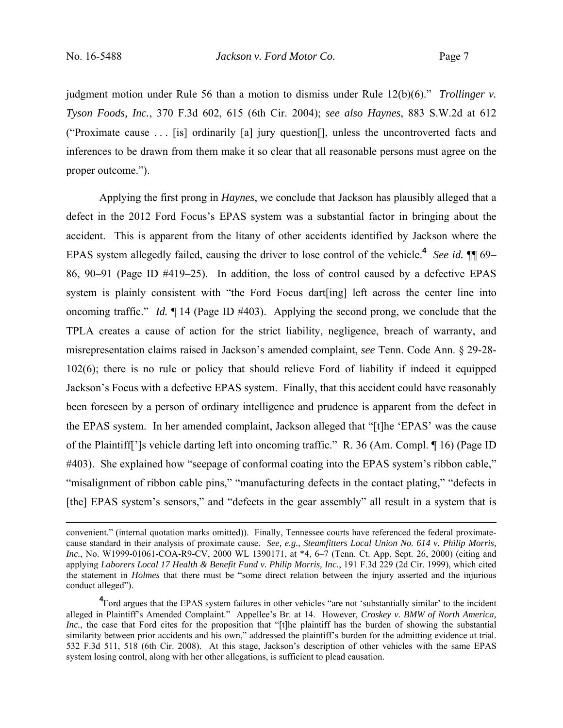judgment motion under Rule 56 than a motion to dismiss under Rule 12(b)(6)." *Trollinger v. Tyson Foods, Inc.*, 370 F.3d 602, 615 (6th Cir. 2004); *see also Haynes*, 883 S.W.2d at 612 ("Proximate cause . . . [is] ordinarily [a] jury question[], unless the uncontroverted facts and inferences to be drawn from them make it so clear that all reasonable persons must agree on the proper outcome.").

Applying the first prong in *Haynes*, we conclude that Jackson has plausibly alleged that a defect in the 2012 Ford Focus's EPAS system was a substantial factor in bringing about the accident. This is apparent from the litany of other accidents identified by Jackson where the EPAS system allegedly failed, causing the driver to lose control of the vehicle.[4] *See id.* ¶¶ 69–86, 90–91 (Page ID #419–25). In addition, the loss of control caused by a defective EPAS system is plainly consistent with "the Ford Focus dart[ing] left across the center line into oncoming traffic." *Id.* ¶ 14 (Page ID #403). Applying the second prong, we conclude that the TPLA creates a cause of action for the strict liability, negligence, breach of warranty, and misrepresentation claims raised in Jackson's amended complaint, *see* Tenn. Code Ann. § 29-28-102(6); there is no rule or policy that should relieve Ford of liability if indeed it equipped Jackson's Focus with a defective EPAS system. Finally, that this accident could have reasonably been foreseen by a person of ordinary intelligence and prudence is apparent from the defect in the EPAS system. In her amended complaint, Jackson alleged that "[t]he 'EPAS' was the cause of the Plaintiff[']s vehicle darting left into oncoming traffic." R. 36 (Am. Compl. ¶ 16) (Page ID #403). She explained how "seepage of conformal coating into the EPAS system's ribbon cable," "misalignment of ribbon cable pins," "manufacturing defects in the contact plating," "defects in [the] EPAS system's sensors," and "defects in the gear assembly" all result in a system that is

---

convenient." (internal quotation marks omitted)). Finally, Tennessee courts have referenced the federal proximate-cause standard in their analysis of proximate cause. *See, e.g.*, *Steamfitters Local Union No. 614 v. Philip Morris, Inc.*, No. W1999-01061-COA-R9-CV, 2000 WL 1390171, at *4, 6–7 (Tenn. Ct. App. Sept. 26, 2000) (citing and applying *Laborers Local 17 Health & Benefit Fund v. Philip Morris, Inc.*, 191 F.3d 229 (2d Cir. 1999), which cited the statement in *Holmes* that there must be "some direct relation between the injury asserted and the injurious conduct alleged").

[4] Ford argues that the EPAS system failures in other vehicles "are not 'substantially similar' to the incident alleged in Plaintiff's Amended Complaint." Appellee's Br. at 14. However, *Croskey v. BMW of North America, Inc.*, the case that Ford cites for the proposition that "[t]he plaintiff has the burden of showing the substantial similarity between prior accidents and his own," addressed the plaintiff's burden for the admitting evidence at trial. 532 F.3d 511, 518 (6th Cir. 2008). At this stage, Jackson's description of other vehicles with the same EPAS system losing control, along with her other allegations, is sufficient to plead causation.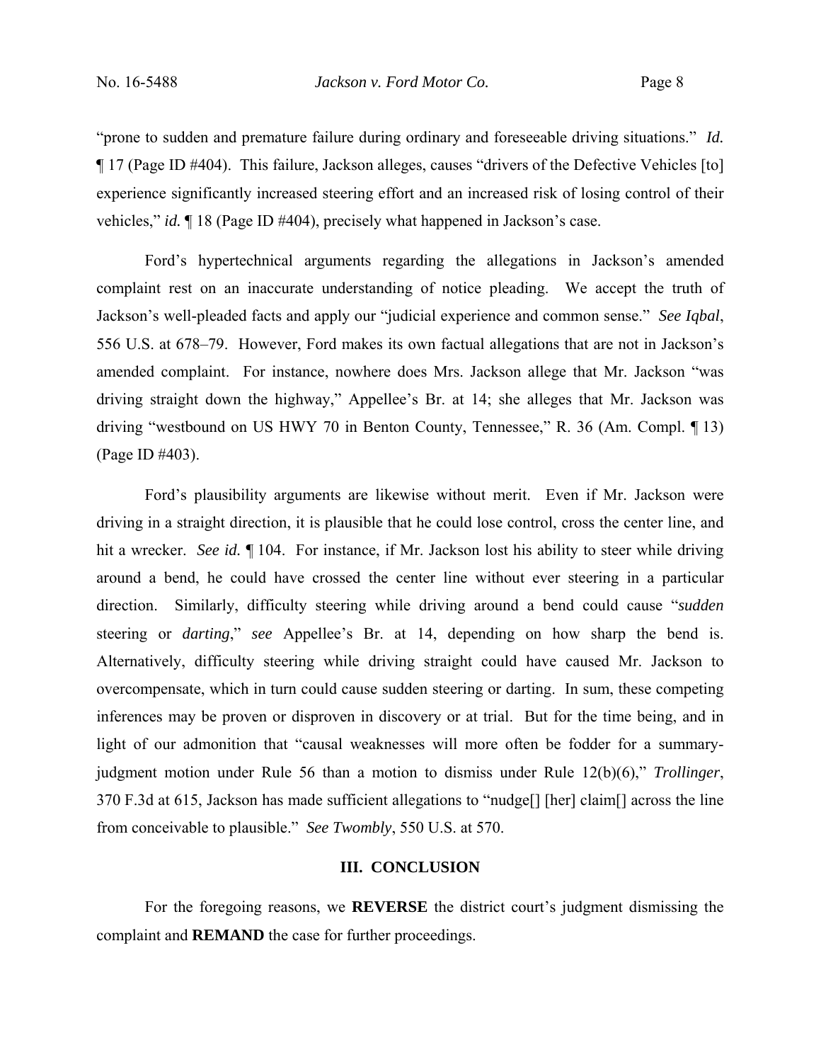"prone to sudden and premature failure during ordinary and foreseeable driving situations." *Id.* ¶ 17 (Page ID #404). This failure, Jackson alleges, causes "drivers of the Defective Vehicles [to] experience significantly increased steering effort and an increased risk of losing control of their vehicles," *id.* ¶ 18 (Page ID #404), precisely what happened in Jackson's case.

Ford's hypertechnical arguments regarding the allegations in Jackson's amended complaint rest on an inaccurate understanding of notice pleading. We accept the truth of Jackson's well-pleaded facts and apply our "judicial experience and common sense." *See Iqbal*, 556 U.S. at 678–79. However, Ford makes its own factual allegations that are not in Jackson's amended complaint. For instance, nowhere does Mrs. Jackson allege that Mr. Jackson "was driving straight down the highway," Appellee's Br. at 14; she alleges that Mr. Jackson was driving "westbound on US HWY 70 in Benton County, Tennessee," R. 36 (Am. Compl. ¶ 13) (Page ID #403).

Ford's plausibility arguments are likewise without merit. Even if Mr. Jackson were driving in a straight direction, it is plausible that he could lose control, cross the center line, and hit a wrecker. *See id.* ¶ 104. For instance, if Mr. Jackson lost his ability to steer while driving around a bend, he could have crossed the center line without ever steering in a particular direction. Similarly, difficulty steering while driving around a bend could cause "*sudden* steering or *darting*," *see* Appellee's Br. at 14, depending on how sharp the bend is. Alternatively, difficulty steering while driving straight could have caused Mr. Jackson to overcompensate, which in turn could cause sudden steering or darting. In sum, these competing inferences may be proven or disproven in discovery or at trial. But for the time being, and in light of our admonition that "causal weaknesses will more often be fodder for a summary-judgment motion under Rule 56 than a motion to dismiss under Rule 12(b)(6)," *Trollinger*, 370 F.3d at 615, Jackson has made sufficient allegations to "nudge[] [her] claim[] across the line from conceivable to plausible." *See Twombly*, 550 U.S. at 570.

## III. CONCLUSION

For the foregoing reasons, we **REVERSE** the district court's judgment dismissing the complaint and **REMAND** the case for further proceedings.